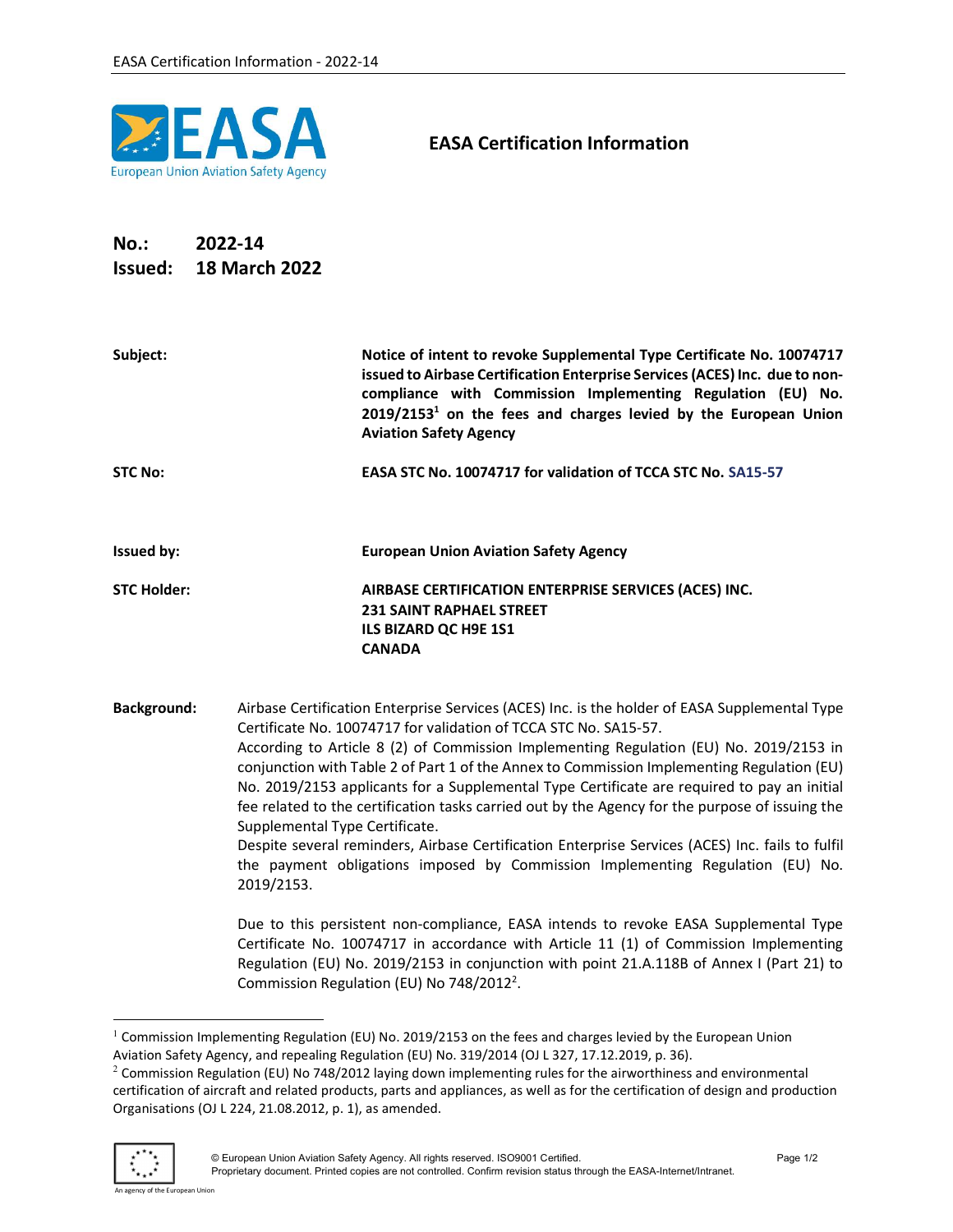# EASA Certification Information

**No.: 2022-14**
**Issued: 18 March 2022**

**Subject:** **Notice of intent to revoke Supplemental Type Certificate No. 10074717 issued to Airbase Certification Enterprise Services (ACES) Inc. due to non-compliance with Commission Implementing Regulation (EU) No. 2019/2153[1] on the fees and charges levied by the European Union Aviation Safety Agency**

**STC No:** **EASA STC No. 10074717 for validation of TCCA STC No. SA15-57**

**Issued by:** **European Union Aviation Safety Agency**

**STC Holder:** **AIRBASE CERTIFICATION ENTERPRISE SERVICES (ACES) INC.**
**231 SAINT RAPHAEL STREET**
**ILS BIZARD QC H9E 1S1**
**CANADA**

**Background:** Airbase Certification Enterprise Services (ACES) Inc. is the holder of EASA Supplemental Type Certificate No. 10074717 for validation of TCCA STC No. SA15-57.
According to Article 8 (2) of Commission Implementing Regulation (EU) No. 2019/2153 in conjunction with Table 2 of Part 1 of the Annex to Commission Implementing Regulation (EU) No. 2019/2153 applicants for a Supplemental Type Certificate are required to pay an initial fee related to the certification tasks carried out by the Agency for the purpose of issuing the Supplemental Type Certificate.
Despite several reminders, Airbase Certification Enterprise Services (ACES) Inc. fails to fulfil the payment obligations imposed by Commission Implementing Regulation (EU) No. 2019/2153.

Due to this persistent non-compliance, EASA intends to revoke EASA Supplemental Type Certificate No. 10074717 in accordance with Article 11 (1) of Commission Implementing Regulation (EU) No. 2019/2153 in conjunction with point 21.A.118B of Annex I (Part 21) to Commission Regulation (EU) No 748/2012[2].

---

[1] Commission Implementing Regulation (EU) No. 2019/2153 on the fees and charges levied by the European Union Aviation Safety Agency, and repealing Regulation (EU) No. 319/2014 (OJ L 327, 17.12.2019, p. 36).

[2] Commission Regulation (EU) No 748/2012 laying down implementing rules for the airworthiness and environmental certification of aircraft and related products, parts and appliances, as well as for the certification of design and production Organisations (OJ L 224, 21.08.2012, p. 1), as amended.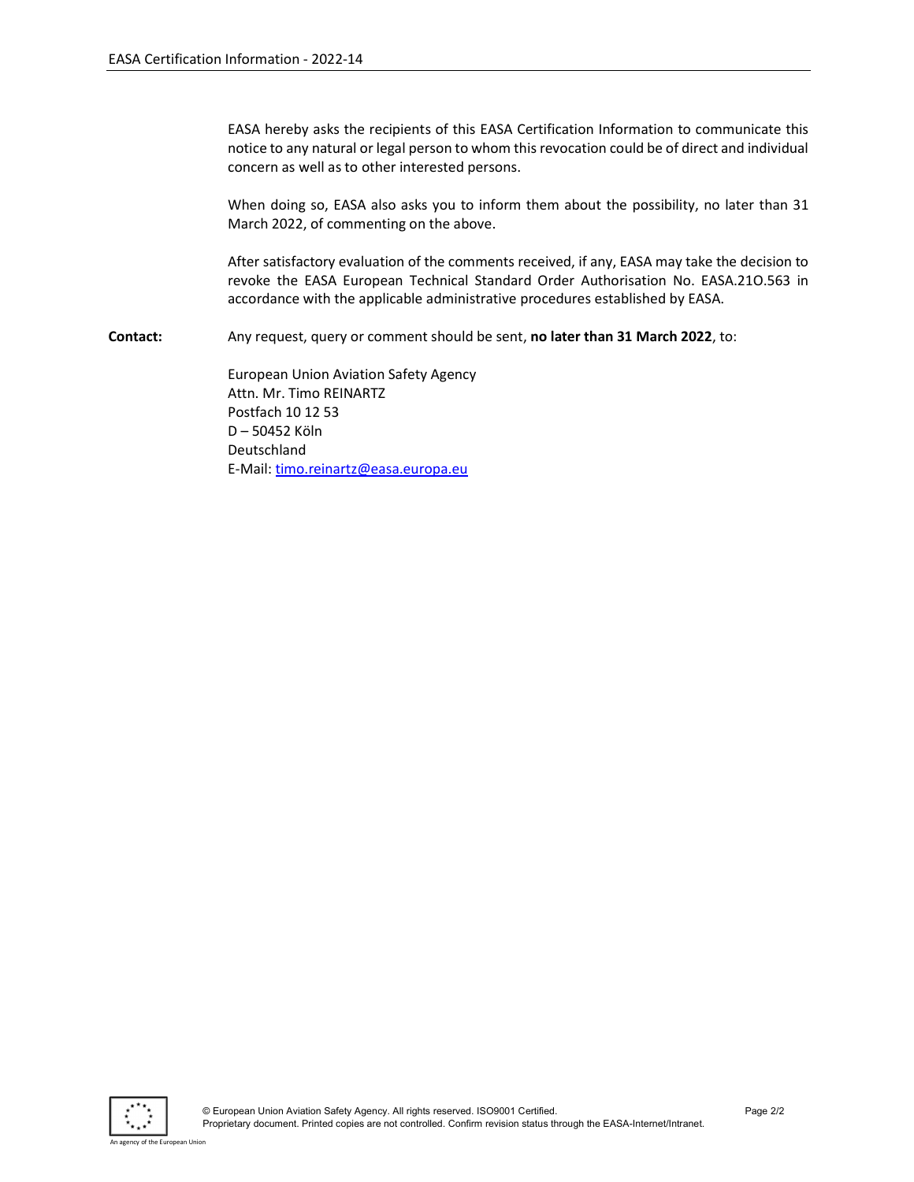EASA hereby asks the recipients of this EASA Certification Information to communicate this notice to any natural or legal person to whom this revocation could be of direct and individual concern as well as to other interested persons.

When doing so, EASA also asks you to inform them about the possibility, no later than 31 March 2022, of commenting on the above.

After satisfactory evaluation of the comments received, if any, EASA may take the decision to revoke the EASA European Technical Standard Order Authorisation No. EASA.21O.563 in accordance with the applicable administrative procedures established by EASA.

**Contact:** Any request, query or comment should be sent, **no later than 31 March 2022**, to:

European Union Aviation Safety Agency
Attn. Mr. Timo REINARTZ
Postfach 10 12 53
D – 50452 Köln
Deutschland
E-Mail: timo.reinartz@easa.europa.eu